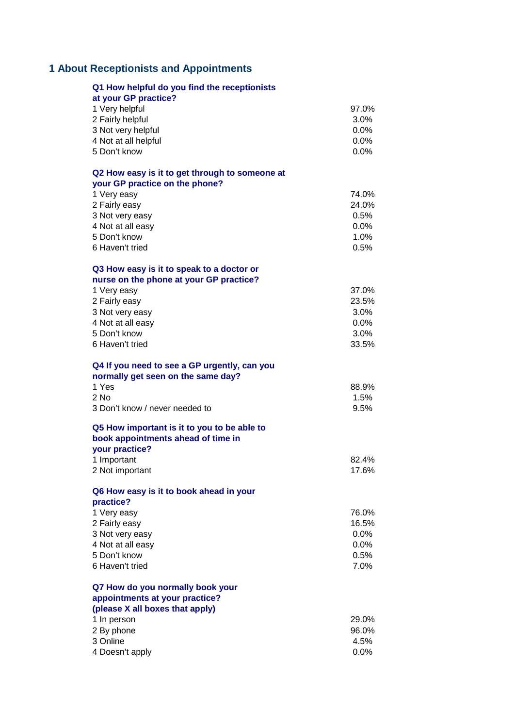## 1 About Receptionists and Appointments

**Q1 How helpful do you find the receptionists at your GP practice?**

| | |
|---|---|
| 1 Very helpful | 97.0% |
| 2 Fairly helpful | 3.0% |
| 3 Not very helpful | 0.0% |
| 4 Not at all helpful | 0.0% |
| 5 Don't know | 0.0% |

**Q2 How easy is it to get through to someone at your GP practice on the phone?**

| | |
|---|---|
| 1 Very easy | 74.0% |
| 2 Fairly easy | 24.0% |
| 3 Not very easy | 0.5% |
| 4 Not at all easy | 0.0% |
| 5 Don't know | 1.0% |
| 6 Haven't tried | 0.5% |

**Q3 How easy is it to speak to a doctor or nurse on the phone at your GP practice?**

| | |
|---|---|
| 1 Very easy | 37.0% |
| 2 Fairly easy | 23.5% |
| 3 Not very easy | 3.0% |
| 4 Not at all easy | 0.0% |
| 5 Don't know | 3.0% |
| 6 Haven't tried | 33.5% |

**Q4 If you need to see a GP urgently, can you normally get seen on the same day?**

| | |
|---|---|
| 1 Yes | 88.9% |
| 2 No | 1.5% |
| 3 Don't know / never needed to | 9.5% |

**Q5 How important is it to you to be able to book appointments ahead of time in your practice?**

| | |
|---|---|
| 1 Important | 82.4% |
| 2 Not important | 17.6% |

**Q6 How easy is it to book ahead in your practice?**

| | |
|---|---|
| 1 Very easy | 76.0% |
| 2 Fairly easy | 16.5% |
| 3 Not very easy | 0.0% |
| 4 Not at all easy | 0.0% |
| 5 Don't know | 0.5% |
| 6 Haven't tried | 7.0% |

**Q7 How do you normally book your appointments at your practice? (please X all boxes that apply)**

| | |
|---|---|
| 1 In person | 29.0% |
| 2 By phone | 96.0% |
| 3 Online | 4.5% |
| 4 Doesn't apply | 0.0% |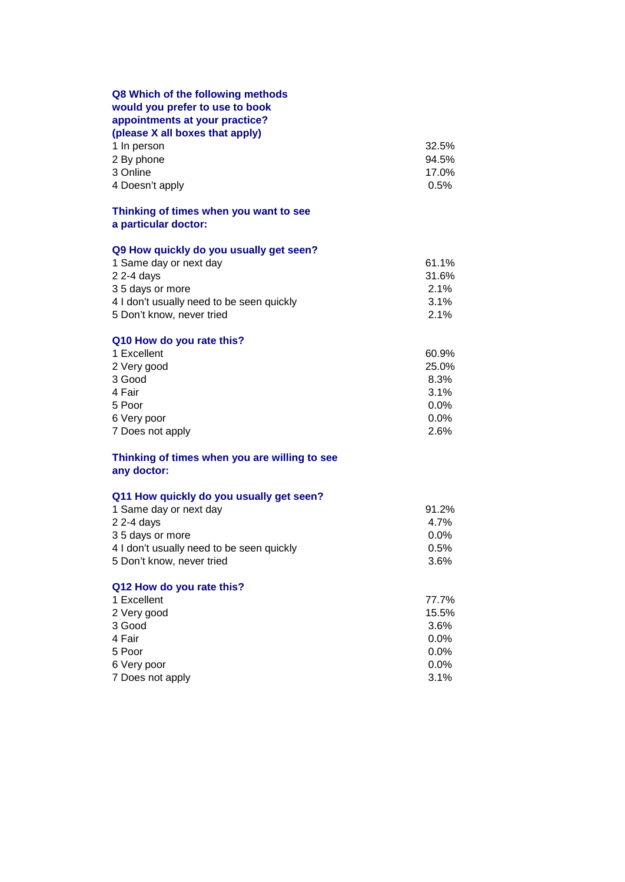**Q8 Which of the following methods would you prefer to use to book appointments at your practice? (please X all boxes that apply)**

| | |
|---|---|
| 1 In person | 32.5% |
| 2 By phone | 94.5% |
| 3 Online | 17.0% |
| 4 Doesn't apply | 0.5% |

**Thinking of times when you want to see a particular doctor:**

**Q9 How quickly do you usually get seen?**

| | |
|---|---|
| 1 Same day or next day | 61.1% |
| 2 2-4 days | 31.6% |
| 3 5 days or more | 2.1% |
| 4 I don't usually need to be seen quickly | 3.1% |
| 5 Don't know, never tried | 2.1% |

**Q10 How do you rate this?**

| | |
|---|---|
| 1 Excellent | 60.9% |
| 2 Very good | 25.0% |
| 3 Good | 8.3% |
| 4 Fair | 3.1% |
| 5 Poor | 0.0% |
| 6 Very poor | 0.0% |
| 7 Does not apply | 2.6% |

**Thinking of times when you are willing to see any doctor:**

**Q11 How quickly do you usually get seen?**

| | |
|---|---|
| 1 Same day or next day | 91.2% |
| 2 2-4 days | 4.7% |
| 3 5 days or more | 0.0% |
| 4 I don't usually need to be seen quickly | 0.5% |
| 5 Don't know, never tried | 3.6% |

**Q12 How do you rate this?**

| | |
|---|---|
| 1 Excellent | 77.7% |
| 2 Very good | 15.5% |
| 3 Good | 3.6% |
| 4 Fair | 0.0% |
| 5 Poor | 0.0% |
| 6 Very poor | 0.0% |
| 7 Does not apply | 3.1% |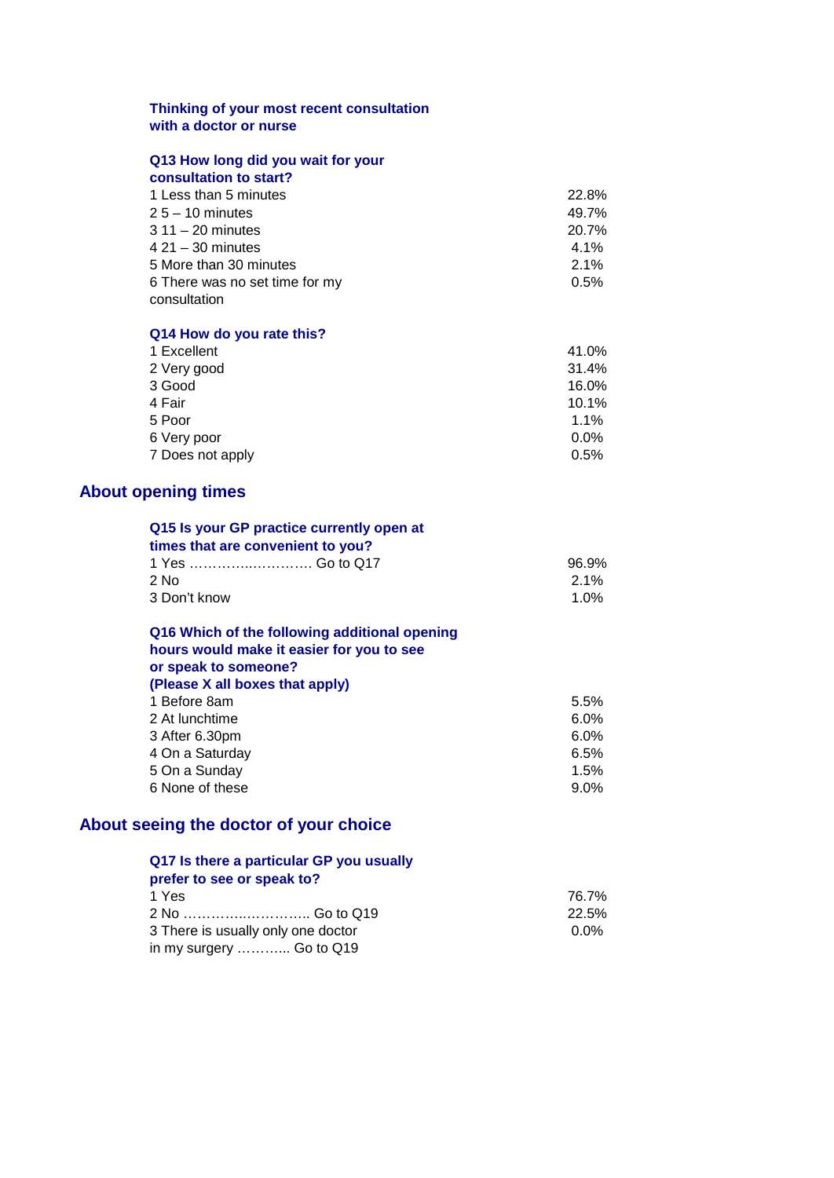**Thinking of your most recent consultation with a doctor or nurse**

**Q13 How long did you wait for your consultation to start?**

| | |
|---|---|
| 1 Less than 5 minutes | 22.8% |
| 2 5 – 10 minutes | 49.7% |
| 3 11 – 20 minutes | 20.7% |
| 4 21 – 30 minutes | 4.1% |
| 5 More than 30 minutes | 2.1% |
| 6 There was no set time for my consultation | 0.5% |

**Q14 How do you rate this?**

| | |
|---|---|
| 1 Excellent | 41.0% |
| 2 Very good | 31.4% |
| 3 Good | 16.0% |
| 4 Fair | 10.1% |
| 5 Poor | 1.1% |
| 6 Very poor | 0.0% |
| 7 Does not apply | 0.5% |

## About opening times

**Q15 Is your GP practice currently open at times that are convenient to you?**

| | |
|---|---|
| 1 Yes ………….………… Go to Q17 | 96.9% |
| 2 No | 2.1% |
| 3 Don't know | 1.0% |

**Q16 Which of the following additional opening hours would make it easier for you to see or speak to someone? (Please X all boxes that apply)**

| | |
|---|---|
| 1 Before 8am | 5.5% |
| 2 At lunchtime | 6.0% |
| 3 After 6.30pm | 6.0% |
| 4 On a Saturday | 6.5% |
| 5 On a Sunday | 1.5% |
| 6 None of these | 9.0% |

## About seeing the doctor of your choice

**Q17 Is there a particular GP you usually prefer to see or speak to?**

| | |
|---|---|
| 1 Yes | 76.7% |
| 2 No ………….………… Go to Q19 | 22.5% |
| 3 There is usually only one doctor in my surgery ……….. Go to Q19 | 0.0% |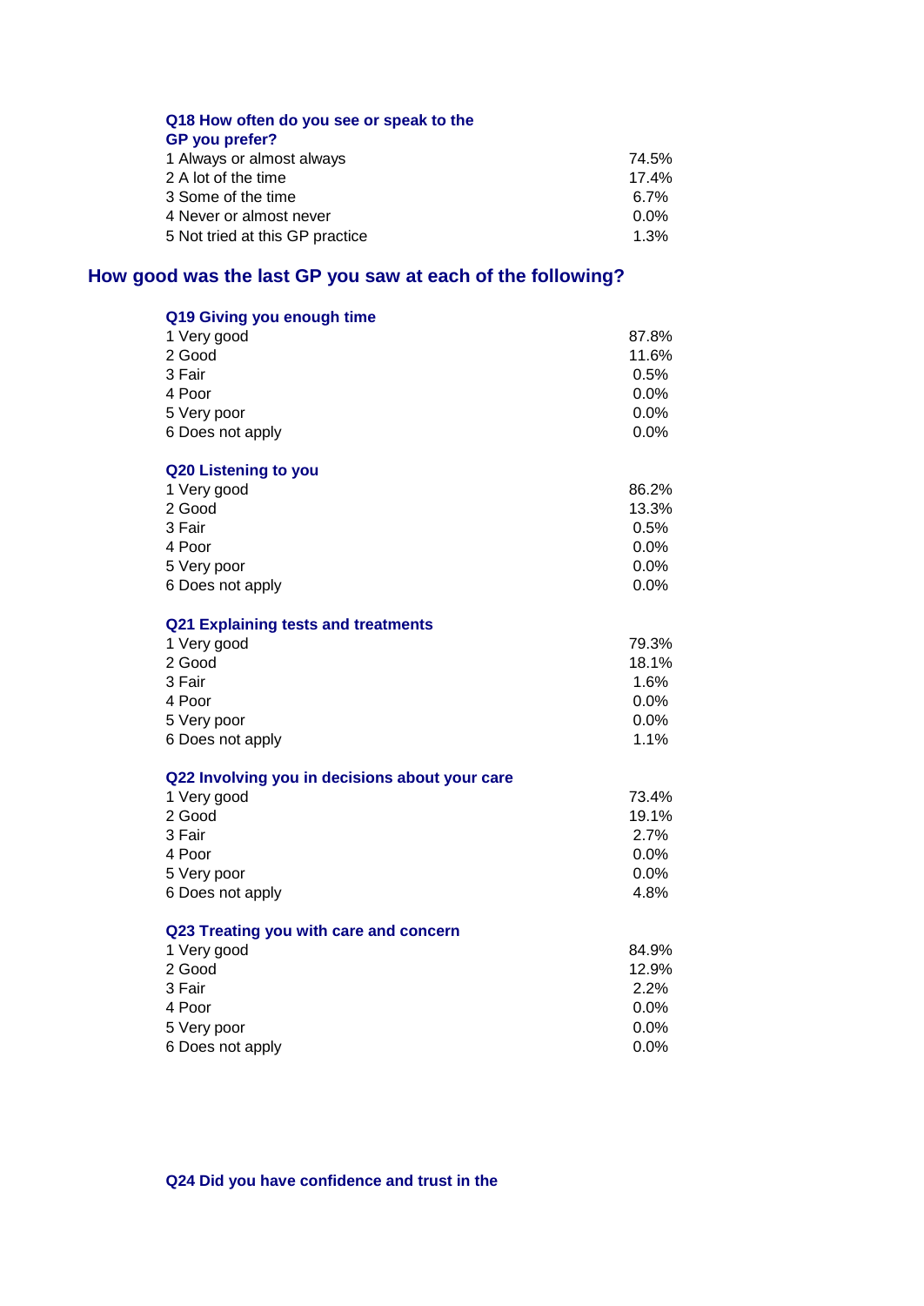### Q18 How often do you see or speak to the GP you prefer?

| | |
|---|---|
| 1 Always or almost always | 74.5% |
| 2 A lot of the time | 17.4% |
| 3 Some of the time | 6.7% |
| 4 Never or almost never | 0.0% |
| 5 Not tried at this GP practice | 1.3% |

## How good was the last GP you saw at each of the following?

### Q19 Giving you enough time

| | |
|---|---|
| 1 Very good | 87.8% |
| 2 Good | 11.6% |
| 3 Fair | 0.5% |
| 4 Poor | 0.0% |
| 5 Very poor | 0.0% |
| 6 Does not apply | 0.0% |

### Q20 Listening to you

| | |
|---|---|
| 1 Very good | 86.2% |
| 2 Good | 13.3% |
| 3 Fair | 0.5% |
| 4 Poor | 0.0% |
| 5 Very poor | 0.0% |
| 6 Does not apply | 0.0% |

### Q21 Explaining tests and treatments

| | |
|---|---|
| 1 Very good | 79.3% |
| 2 Good | 18.1% |
| 3 Fair | 1.6% |
| 4 Poor | 0.0% |
| 5 Very poor | 0.0% |
| 6 Does not apply | 1.1% |

### Q22 Involving you in decisions about your care

| | |
|---|---|
| 1 Very good | 73.4% |
| 2 Good | 19.1% |
| 3 Fair | 2.7% |
| 4 Poor | 0.0% |
| 5 Very poor | 0.0% |
| 6 Does not apply | 4.8% |

### Q23 Treating you with care and concern

| | |
|---|---|
| 1 Very good | 84.9% |
| 2 Good | 12.9% |
| 3 Fair | 2.2% |
| 4 Poor | 0.0% |
| 5 Very poor | 0.0% |
| 6 Does not apply | 0.0% |

### Q24 Did you have confidence and trust in the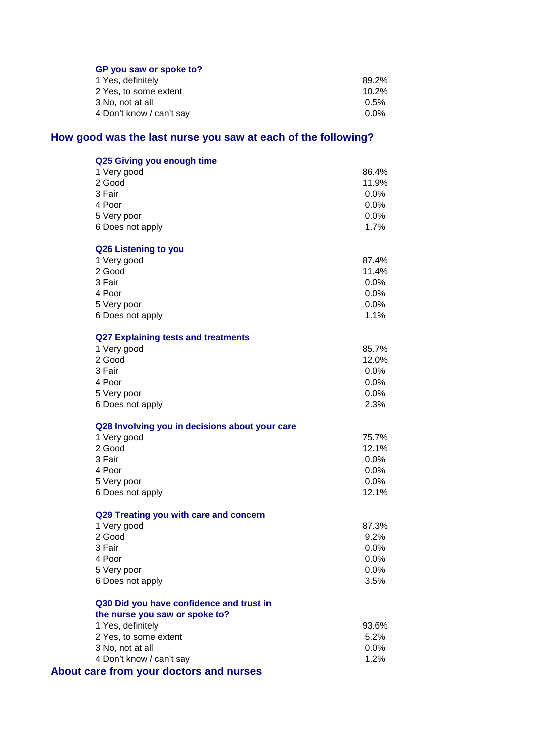**GP you saw or spoke to?**

| | |
|---|---|
| 1 Yes, definitely | 89.2% |
| 2 Yes, to some extent | 10.2% |
| 3 No, not at all | 0.5% |
| 4 Don't know / can't say | 0.0% |

## How good was the last nurse you saw at each of the following?

**Q25 Giving you enough time**

| | |
|---|---|
| 1 Very good | 86.4% |
| 2 Good | 11.9% |
| 3 Fair | 0.0% |
| 4 Poor | 0.0% |
| 5 Very poor | 0.0% |
| 6 Does not apply | 1.7% |

**Q26 Listening to you**

| | |
|---|---|
| 1 Very good | 87.4% |
| 2 Good | 11.4% |
| 3 Fair | 0.0% |
| 4 Poor | 0.0% |
| 5 Very poor | 0.0% |
| 6 Does not apply | 1.1% |

**Q27 Explaining tests and treatments**

| | |
|---|---|
| 1 Very good | 85.7% |
| 2 Good | 12.0% |
| 3 Fair | 0.0% |
| 4 Poor | 0.0% |
| 5 Very poor | 0.0% |
| 6 Does not apply | 2.3% |

**Q28 Involving you in decisions about your care**

| | |
|---|---|
| 1 Very good | 75.7% |
| 2 Good | 12.1% |
| 3 Fair | 0.0% |
| 4 Poor | 0.0% |
| 5 Very poor | 0.0% |
| 6 Does not apply | 12.1% |

**Q29 Treating you with care and concern**

| | |
|---|---|
| 1 Very good | 87.3% |
| 2 Good | 9.2% |
| 3 Fair | 0.0% |
| 4 Poor | 0.0% |
| 5 Very poor | 0.0% |
| 6 Does not apply | 3.5% |

**Q30 Did you have confidence and trust in the nurse you saw or spoke to?**

| | |
|---|---|
| 1 Yes, definitely | 93.6% |
| 2 Yes, to some extent | 5.2% |
| 3 No, not at all | 0.0% |
| 4 Don't know / can't say | 1.2% |

## About care from your doctors and nurses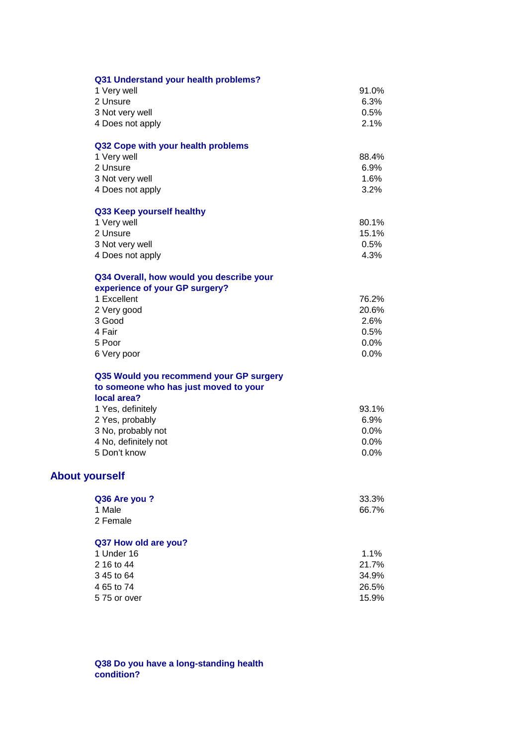**Q31 Understand your health problems?**

| | |
|---|---|
| 1 Very well | 91.0% |
| 2 Unsure | 6.3% |
| 3 Not very well | 0.5% |
| 4 Does not apply | 2.1% |

**Q32 Cope with your health problems**

| | |
|---|---|
| 1 Very well | 88.4% |
| 2 Unsure | 6.9% |
| 3 Not very well | 1.6% |
| 4 Does not apply | 3.2% |

**Q33 Keep yourself healthy**

| | |
|---|---|
| 1 Very well | 80.1% |
| 2 Unsure | 15.1% |
| 3 Not very well | 0.5% |
| 4 Does not apply | 4.3% |

**Q34 Overall, how would you describe your experience of your GP surgery?**

| | |
|---|---|
| 1 Excellent | 76.2% |
| 2 Very good | 20.6% |
| 3 Good | 2.6% |
| 4 Fair | 0.5% |
| 5 Poor | 0.0% |
| 6 Very poor | 0.0% |

**Q35 Would you recommend your GP surgery to someone who has just moved to your local area?**

| | |
|---|---|
| 1 Yes, definitely | 93.1% |
| 2 Yes, probably | 6.9% |
| 3 No, probably not | 0.0% |
| 4 No, definitely not | 0.0% |
| 5 Don't know | 0.0% |

## About yourself

**Q36 Are you ?** 33.3%

| | |
|---|---|
| 1 Male | 66.7% |
| 2 Female | |

**Q37 How old are you?**

| | |
|---|---|
| 1 Under 16 | 1.1% |
| 2 16 to 44 | 21.7% |
| 3 45 to 64 | 34.9% |
| 4 65 to 74 | 26.5% |
| 5 75 or over | 15.9% |

**Q38 Do you have a long-standing health condition?**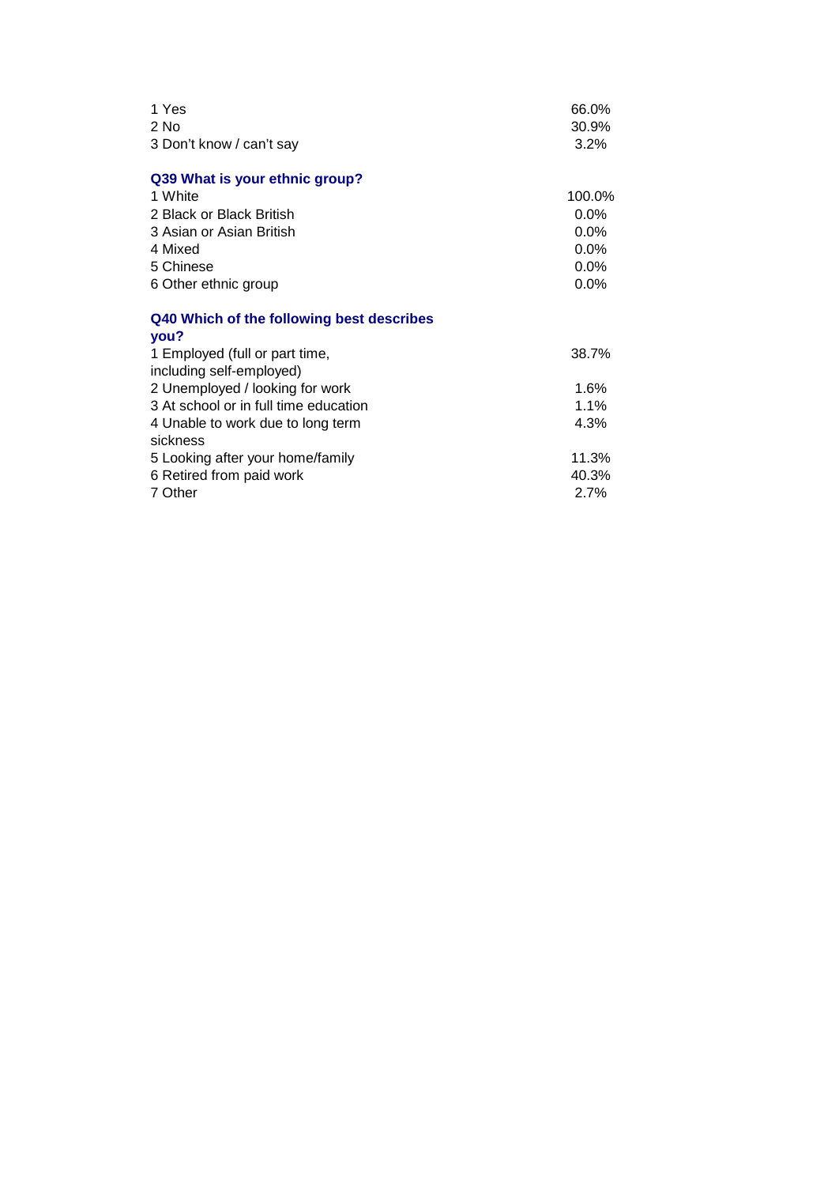| | |
|---|---|
| 1 Yes | 66.0% |
| 2 No | 30.9% |
| 3 Don't know / can't say | 3.2% |

**Q39 What is your ethnic group?**

| | |
|---|---|
| 1 White | 100.0% |
| 2 Black or Black British | 0.0% |
| 3 Asian or Asian British | 0.0% |
| 4 Mixed | 0.0% |
| 5 Chinese | 0.0% |
| 6 Other ethnic group | 0.0% |

**Q40 Which of the following best describes you?**

| | |
|---|---|
| 1 Employed (full or part time, including self-employed) | 38.7% |
| 2 Unemployed / looking for work | 1.6% |
| 3 At school or in full time education | 1.1% |
| 4 Unable to work due to long term sickness | 4.3% |
| 5 Looking after your home/family | 11.3% |
| 6 Retired from paid work | 40.3% |
| 7 Other | 2.7% |